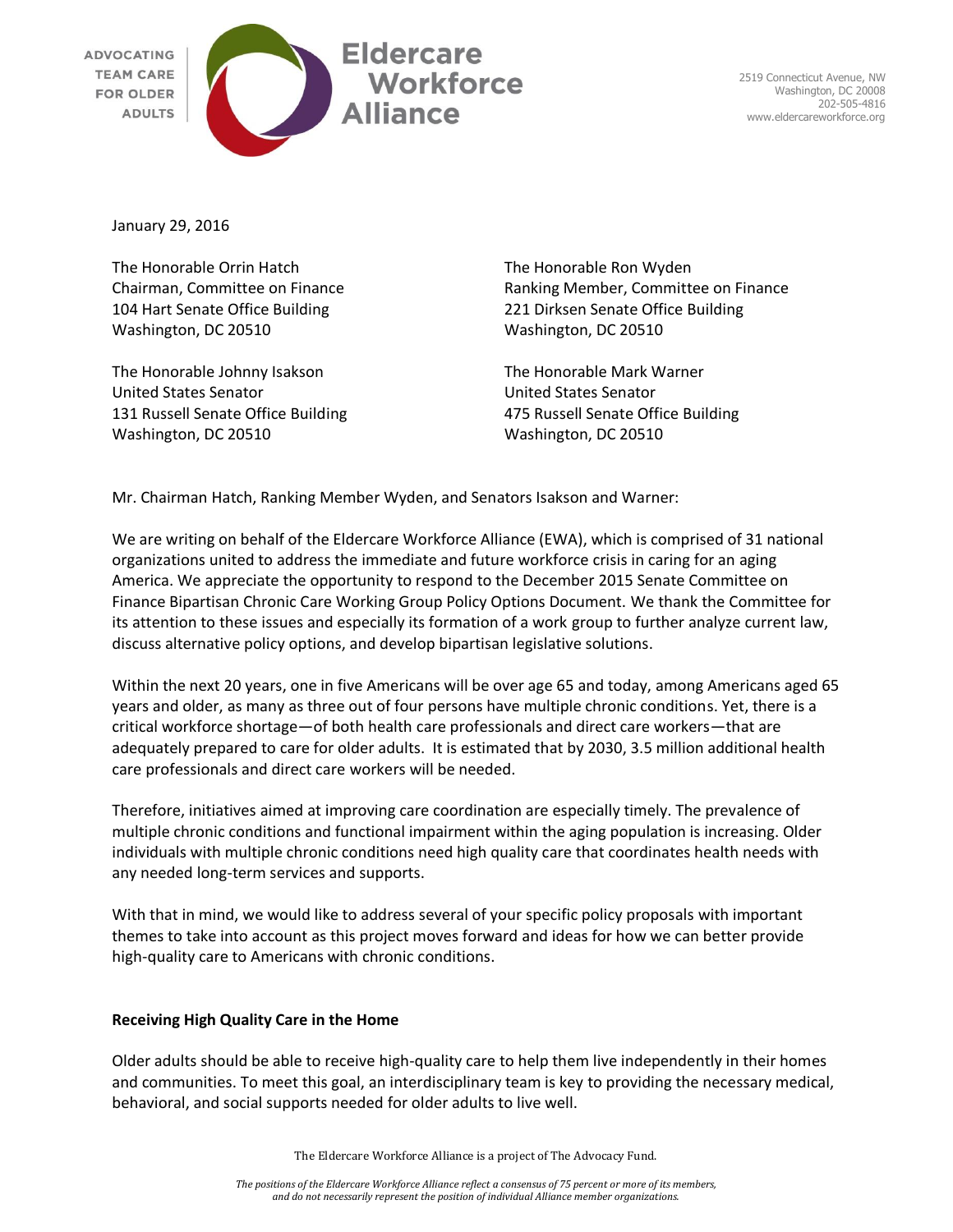ADVOCATING TEAM CARE FOR OLDER ADULTS

**Eldercare Workforce Alliance**

2519 Connecticut Avenue, NW
Washington, DC 20008
202-505-4816
www.eldercareworkforce.org

January 29, 2016

The Honorable Orrin Hatch
Chairman, Committee on Finance
104 Hart Senate Office Building
Washington, DC 20510

The Honorable Ron Wyden
Ranking Member, Committee on Finance
221 Dirksen Senate Office Building
Washington, DC 20510

The Honorable Johnny Isakson
United States Senator
131 Russell Senate Office Building
Washington, DC 20510

The Honorable Mark Warner
United States Senator
475 Russell Senate Office Building
Washington, DC 20510

Mr. Chairman Hatch, Ranking Member Wyden, and Senators Isakson and Warner:

We are writing on behalf of the Eldercare Workforce Alliance (EWA), which is comprised of 31 national organizations united to address the immediate and future workforce crisis in caring for an aging America. We appreciate the opportunity to respond to the December 2015 Senate Committee on Finance Bipartisan Chronic Care Working Group Policy Options Document. We thank the Committee for its attention to these issues and especially its formation of a work group to further analyze current law, discuss alternative policy options, and develop bipartisan legislative solutions.

Within the next 20 years, one in five Americans will be over age 65 and today, among Americans aged 65 years and older, as many as three out of four persons have multiple chronic conditions. Yet, there is a critical workforce shortage—of both health care professionals and direct care workers—that are adequately prepared to care for older adults. It is estimated that by 2030, 3.5 million additional health care professionals and direct care workers will be needed.

Therefore, initiatives aimed at improving care coordination are especially timely. The prevalence of multiple chronic conditions and functional impairment within the aging population is increasing. Older individuals with multiple chronic conditions need high quality care that coordinates health needs with any needed long-term services and supports.

With that in mind, we would like to address several of your specific policy proposals with important themes to take into account as this project moves forward and ideas for how we can better provide high-quality care to Americans with chronic conditions.

**Receiving High Quality Care in the Home**

Older adults should be able to receive high-quality care to help them live independently in their homes and communities. To meet this goal, an interdisciplinary team is key to providing the necessary medical, behavioral, and social supports needed for older adults to live well.

The Eldercare Workforce Alliance is a project of The Advocacy Fund.

*The positions of the Eldercare Workforce Alliance reflect a consensus of 75 percent or more of its members, and do not necessarily represent the position of individual Alliance member organizations.*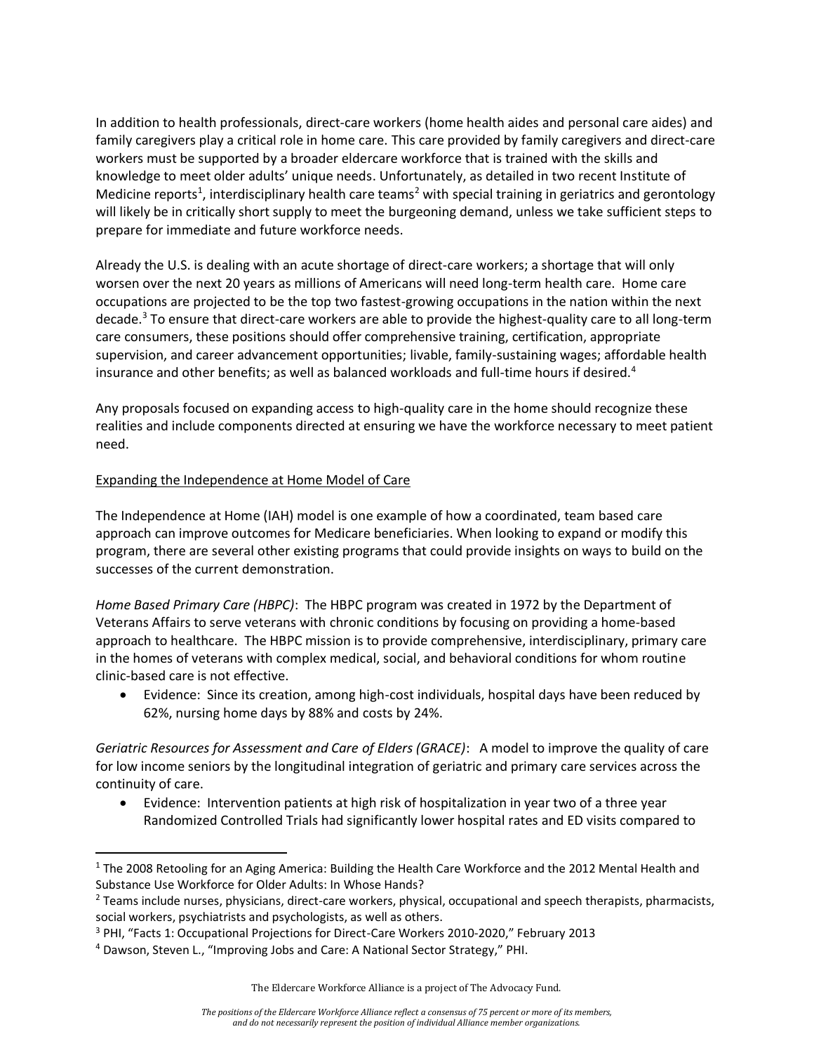In addition to health professionals, direct-care workers (home health aides and personal care aides) and family caregivers play a critical role in home care. This care provided by family caregivers and direct-care workers must be supported by a broader eldercare workforce that is trained with the skills and knowledge to meet older adults' unique needs. Unfortunately, as detailed in two recent Institute of Medicine reports[1], interdisciplinary health care teams[2] with special training in geriatrics and gerontology will likely be in critically short supply to meet the burgeoning demand, unless we take sufficient steps to prepare for immediate and future workforce needs.

Already the U.S. is dealing with an acute shortage of direct-care workers; a shortage that will only worsen over the next 20 years as millions of Americans will need long-term health care. Home care occupations are projected to be the top two fastest-growing occupations in the nation within the next decade.[3] To ensure that direct-care workers are able to provide the highest-quality care to all long-term care consumers, these positions should offer comprehensive training, certification, appropriate supervision, and career advancement opportunities; livable, family-sustaining wages; affordable health insurance and other benefits; as well as balanced workloads and full-time hours if desired.[4]

Any proposals focused on expanding access to high-quality care in the home should recognize these realities and include components directed at ensuring we have the workforce necessary to meet patient need.

<u>Expanding the Independence at Home Model of Care</u>

The Independence at Home (IAH) model is one example of how a coordinated, team based care approach can improve outcomes for Medicare beneficiaries. When looking to expand or modify this program, there are several other existing programs that could provide insights on ways to build on the successes of the current demonstration.

*Home Based Primary Care (HBPC)*: The HBPC program was created in 1972 by the Department of Veterans Affairs to serve veterans with chronic conditions by focusing on providing a home-based approach to healthcare. The HBPC mission is to provide comprehensive, interdisciplinary, primary care in the homes of veterans with complex medical, social, and behavioral conditions for whom routine clinic-based care is not effective.

- Evidence: Since its creation, among high-cost individuals, hospital days have been reduced by 62%, nursing home days by 88% and costs by 24%.

*Geriatric Resources for Assessment and Care of Elders (GRACE)*: A model to improve the quality of care for low income seniors by the longitudinal integration of geriatric and primary care services across the continuity of care.

- Evidence: Intervention patients at high risk of hospitalization in year two of a three year Randomized Controlled Trials had significantly lower hospital rates and ED visits compared to

---

[1] The 2008 Retooling for an Aging America: Building the Health Care Workforce and the 2012 Mental Health and Substance Use Workforce for Older Adults: In Whose Hands?

[2] Teams include nurses, physicians, direct-care workers, physical, occupational and speech therapists, pharmacists, social workers, psychiatrists and psychologists, as well as others.

[3] PHI, "Facts 1: Occupational Projections for Direct-Care Workers 2010-2020," February 2013

[4] Dawson, Steven L., "Improving Jobs and Care: A National Sector Strategy," PHI.

The Eldercare Workforce Alliance is a project of The Advocacy Fund.

*The positions of the Eldercare Workforce Alliance reflect a consensus of 75 percent or more of its members, and do not necessarily represent the position of individual Alliance member organizations.*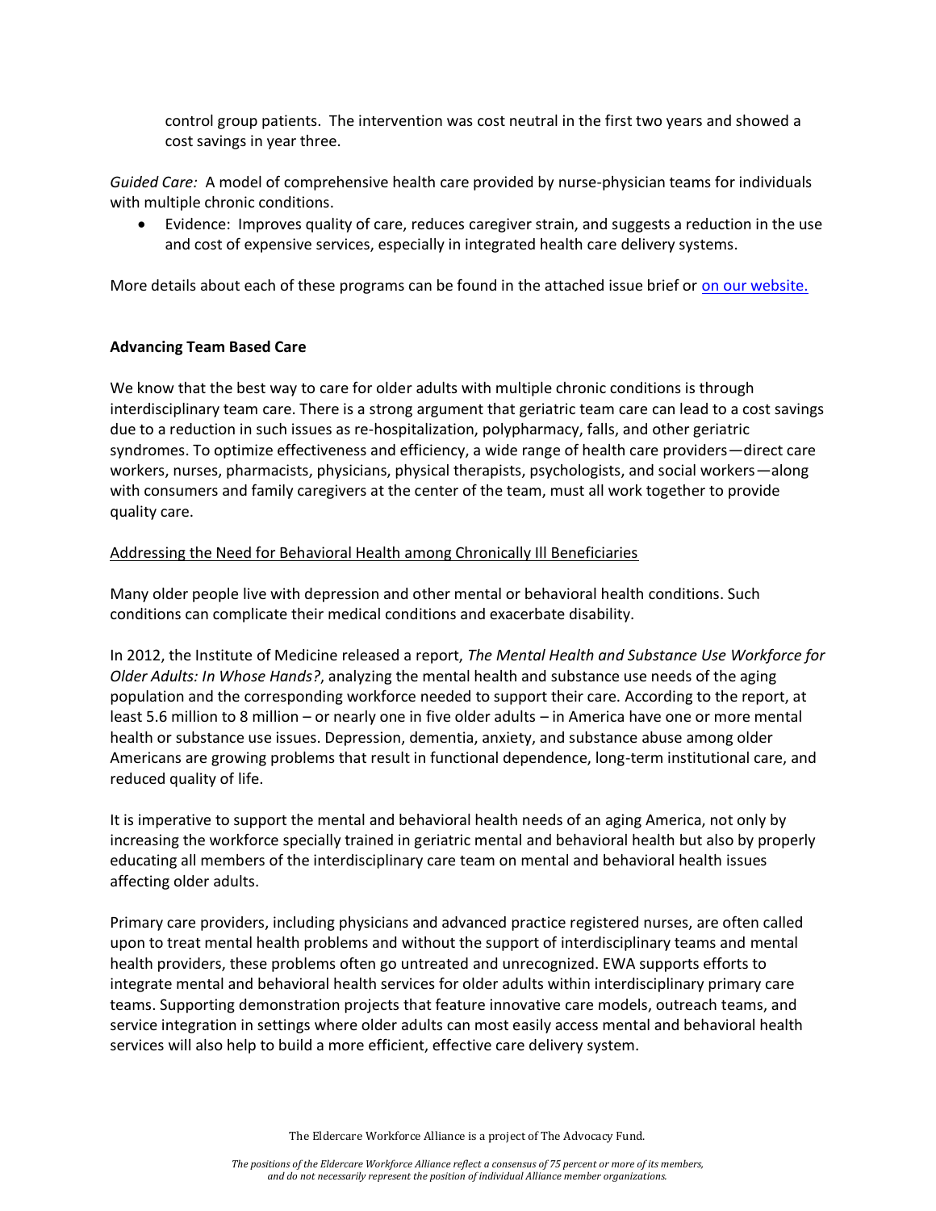control group patients. The intervention was cost neutral in the first two years and showed a cost savings in year three.

*Guided Care:* A model of comprehensive health care provided by nurse-physician teams for individuals with multiple chronic conditions.

- Evidence: Improves quality of care, reduces caregiver strain, and suggests a reduction in the use and cost of expensive services, especially in integrated health care delivery systems.

More details about each of these programs can be found in the attached issue brief or on our website.

**Advancing Team Based Care**

We know that the best way to care for older adults with multiple chronic conditions is through interdisciplinary team care. There is a strong argument that geriatric team care can lead to a cost savings due to a reduction in such issues as re-hospitalization, polypharmacy, falls, and other geriatric syndromes. To optimize effectiveness and efficiency, a wide range of health care providers—direct care workers, nurses, pharmacists, physicians, physical therapists, psychologists, and social workers—along with consumers and family caregivers at the center of the team, must all work together to provide quality care.

Addressing the Need for Behavioral Health among Chronically Ill Beneficiaries

Many older people live with depression and other mental or behavioral health conditions. Such conditions can complicate their medical conditions and exacerbate disability.

In 2012, the Institute of Medicine released a report, *The Mental Health and Substance Use Workforce for Older Adults: In Whose Hands?*, analyzing the mental health and substance use needs of the aging population and the corresponding workforce needed to support their care. According to the report, at least 5.6 million to 8 million – or nearly one in five older adults – in America have one or more mental health or substance use issues. Depression, dementia, anxiety, and substance abuse among older Americans are growing problems that result in functional dependence, long-term institutional care, and reduced quality of life.

It is imperative to support the mental and behavioral health needs of an aging America, not only by increasing the workforce specially trained in geriatric mental and behavioral health but also by properly educating all members of the interdisciplinary care team on mental and behavioral health issues affecting older adults.

Primary care providers, including physicians and advanced practice registered nurses, are often called upon to treat mental health problems and without the support of interdisciplinary teams and mental health providers, these problems often go untreated and unrecognized. EWA supports efforts to integrate mental and behavioral health services for older adults within interdisciplinary primary care teams. Supporting demonstration projects that feature innovative care models, outreach teams, and service integration in settings where older adults can most easily access mental and behavioral health services will also help to build a more efficient, effective care delivery system.

The Eldercare Workforce Alliance is a project of The Advocacy Fund.

*The positions of the Eldercare Workforce Alliance reflect a consensus of 75 percent or more of its members, and do not necessarily represent the position of individual Alliance member organizations.*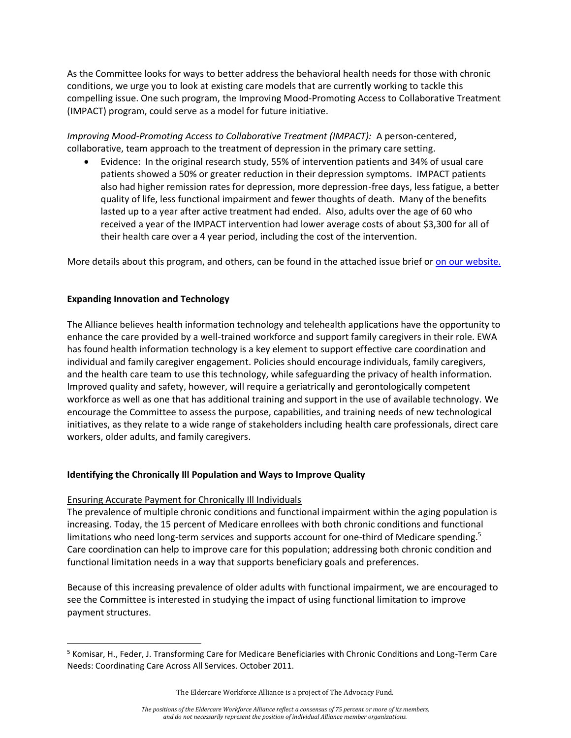As the Committee looks for ways to better address the behavioral health needs for those with chronic conditions, we urge you to look at existing care models that are currently working to tackle this compelling issue. One such program, the Improving Mood-Promoting Access to Collaborative Treatment (IMPACT) program, could serve as a model for future initiative.

*Improving Mood-Promoting Access to Collaborative Treatment (IMPACT):* A person-centered, collaborative, team approach to the treatment of depression in the primary care setting.

- Evidence: In the original research study, 55% of intervention patients and 34% of usual care patients showed a 50% or greater reduction in their depression symptoms. IMPACT patients also had higher remission rates for depression, more depression-free days, less fatigue, a better quality of life, less functional impairment and fewer thoughts of death. Many of the benefits lasted up to a year after active treatment had ended. Also, adults over the age of 60 who received a year of the IMPACT intervention had lower average costs of about $3,300 for all of their health care over a 4 year period, including the cost of the intervention.

More details about this program, and others, can be found in the attached issue brief or on our website.

**Expanding Innovation and Technology**

The Alliance believes health information technology and telehealth applications have the opportunity to enhance the care provided by a well-trained workforce and support family caregivers in their role. EWA has found health information technology is a key element to support effective care coordination and individual and family caregiver engagement. Policies should encourage individuals, family caregivers, and the health care team to use this technology, while safeguarding the privacy of health information. Improved quality and safety, however, will require a geriatrically and gerontologically competent workforce as well as one that has additional training and support in the use of available technology. We encourage the Committee to assess the purpose, capabilities, and training needs of new technological initiatives, as they relate to a wide range of stakeholders including health care professionals, direct care workers, older adults, and family caregivers.

**Identifying the Chronically Ill Population and Ways to Improve Quality**

Ensuring Accurate Payment for Chronically Ill Individuals

The prevalence of multiple chronic conditions and functional impairment within the aging population is increasing. Today, the 15 percent of Medicare enrollees with both chronic conditions and functional limitations who need long-term services and supports account for one-third of Medicare spending.[5] Care coordination can help to improve care for this population; addressing both chronic condition and functional limitation needs in a way that supports beneficiary goals and preferences.

Because of this increasing prevalence of older adults with functional impairment, we are encouraged to see the Committee is interested in studying the impact of using functional limitation to improve payment structures.

[5] Komisar, H., Feder, J. Transforming Care for Medicare Beneficiaries with Chronic Conditions and Long-Term Care Needs: Coordinating Care Across All Services. October 2011.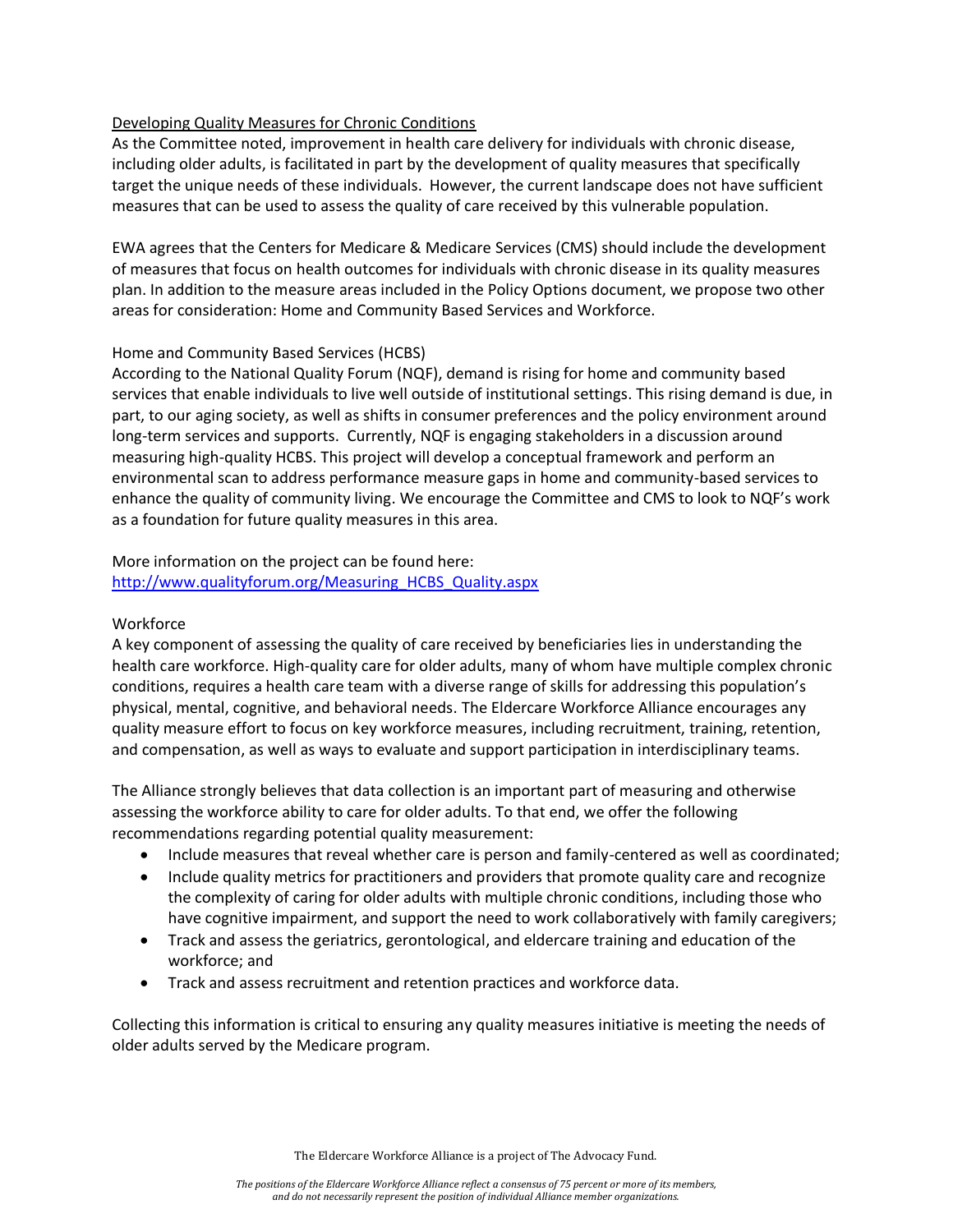<u>Developing Quality Measures for Chronic Conditions</u>

As the Committee noted, improvement in health care delivery for individuals with chronic disease, including older adults, is facilitated in part by the development of quality measures that specifically target the unique needs of these individuals. However, the current landscape does not have sufficient measures that can be used to assess the quality of care received by this vulnerable population.

EWA agrees that the Centers for Medicare & Medicare Services (CMS) should include the development of measures that focus on health outcomes for individuals with chronic disease in its quality measures plan. In addition to the measure areas included in the Policy Options document, we propose two other areas for consideration: Home and Community Based Services and Workforce.

Home and Community Based Services (HCBS)

According to the National Quality Forum (NQF), demand is rising for home and community based services that enable individuals to live well outside of institutional settings. This rising demand is due, in part, to our aging society, as well as shifts in consumer preferences and the policy environment around long-term services and supports. Currently, NQF is engaging stakeholders in a discussion around measuring high-quality HCBS. This project will develop a conceptual framework and perform an environmental scan to address performance measure gaps in home and community-based services to enhance the quality of community living. We encourage the Committee and CMS to look to NQF's work as a foundation for future quality measures in this area.

More information on the project can be found here:
[http://www.qualityforum.org/Measuring_HCBS_Quality.aspx](http://www.qualityforum.org/Measuring_HCBS_Quality.aspx)

Workforce

A key component of assessing the quality of care received by beneficiaries lies in understanding the health care workforce. High-quality care for older adults, many of whom have multiple complex chronic conditions, requires a health care team with a diverse range of skills for addressing this population's physical, mental, cognitive, and behavioral needs. The Eldercare Workforce Alliance encourages any quality measure effort to focus on key workforce measures, including recruitment, training, retention, and compensation, as well as ways to evaluate and support participation in interdisciplinary teams.

The Alliance strongly believes that data collection is an important part of measuring and otherwise assessing the workforce ability to care for older adults. To that end, we offer the following recommendations regarding potential quality measurement:

- Include measures that reveal whether care is person and family-centered as well as coordinated;
- Include quality metrics for practitioners and providers that promote quality care and recognize the complexity of caring for older adults with multiple chronic conditions, including those who have cognitive impairment, and support the need to work collaboratively with family caregivers;
- Track and assess the geriatrics, gerontological, and eldercare training and education of the workforce; and
- Track and assess recruitment and retention practices and workforce data.

Collecting this information is critical to ensuring any quality measures initiative is meeting the needs of older adults served by the Medicare program.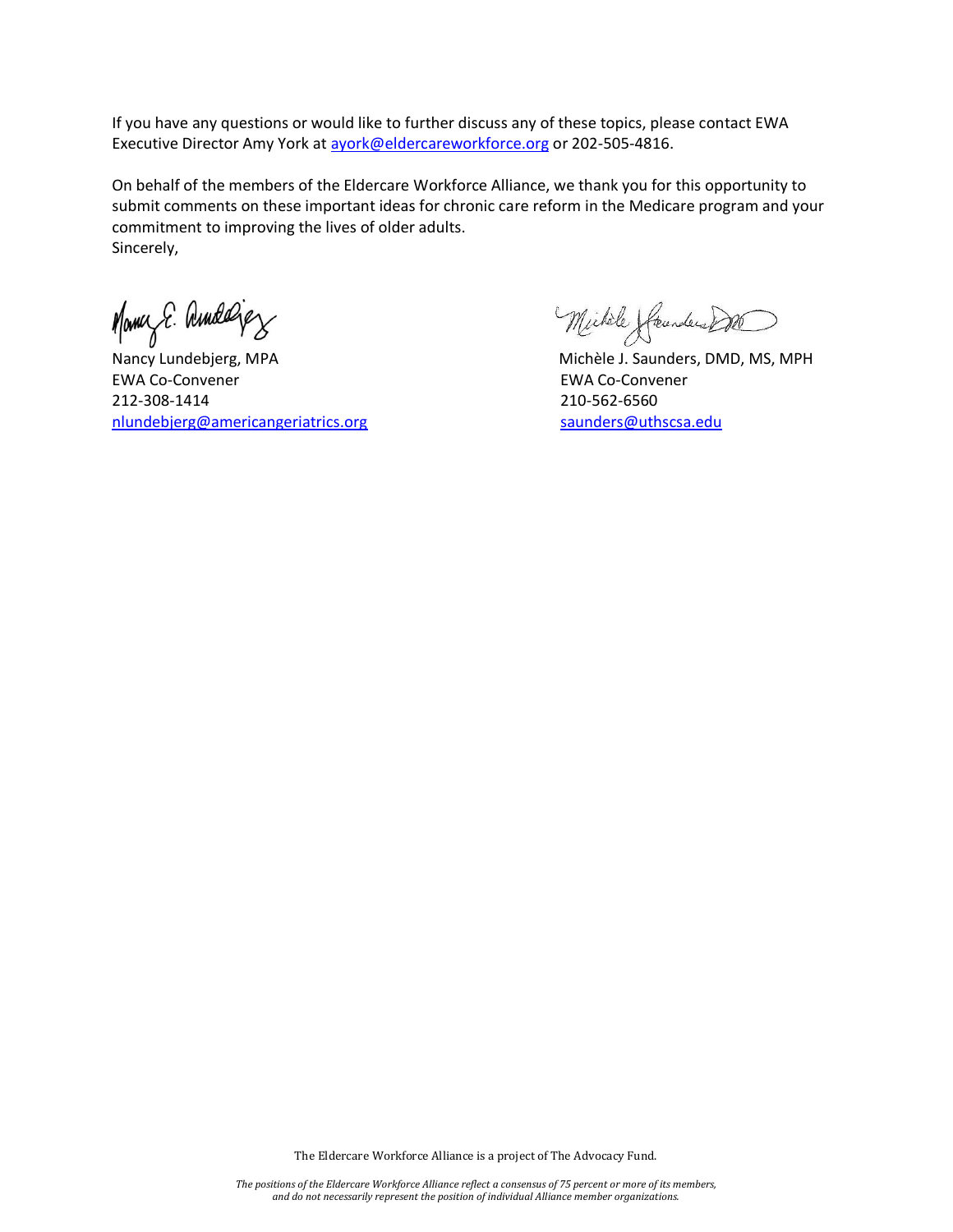If you have any questions or would like to further discuss any of these topics, please contact EWA Executive Director Amy York at ayork@eldercareworkforce.org or 202-505-4816.

On behalf of the members of the Eldercare Workforce Alliance, we thank you for this opportunity to submit comments on these important ideas for chronic care reform in the Medicare program and your commitment to improving the lives of older adults.
Sincerely,

Nancy Lundebjerg, MPA
EWA Co-Convener
212-308-1414
nlundebjerg@americangeriatrics.org

Michèle J. Saunders, DMD, MS, MPH
EWA Co-Convener
210-562-6560
saunders@uthscsa.edu

The Eldercare Workforce Alliance is a project of The Advocacy Fund.

*The positions of the Eldercare Workforce Alliance reflect a consensus of 75 percent or more of its members, and do not necessarily represent the position of individual Alliance member organizations.*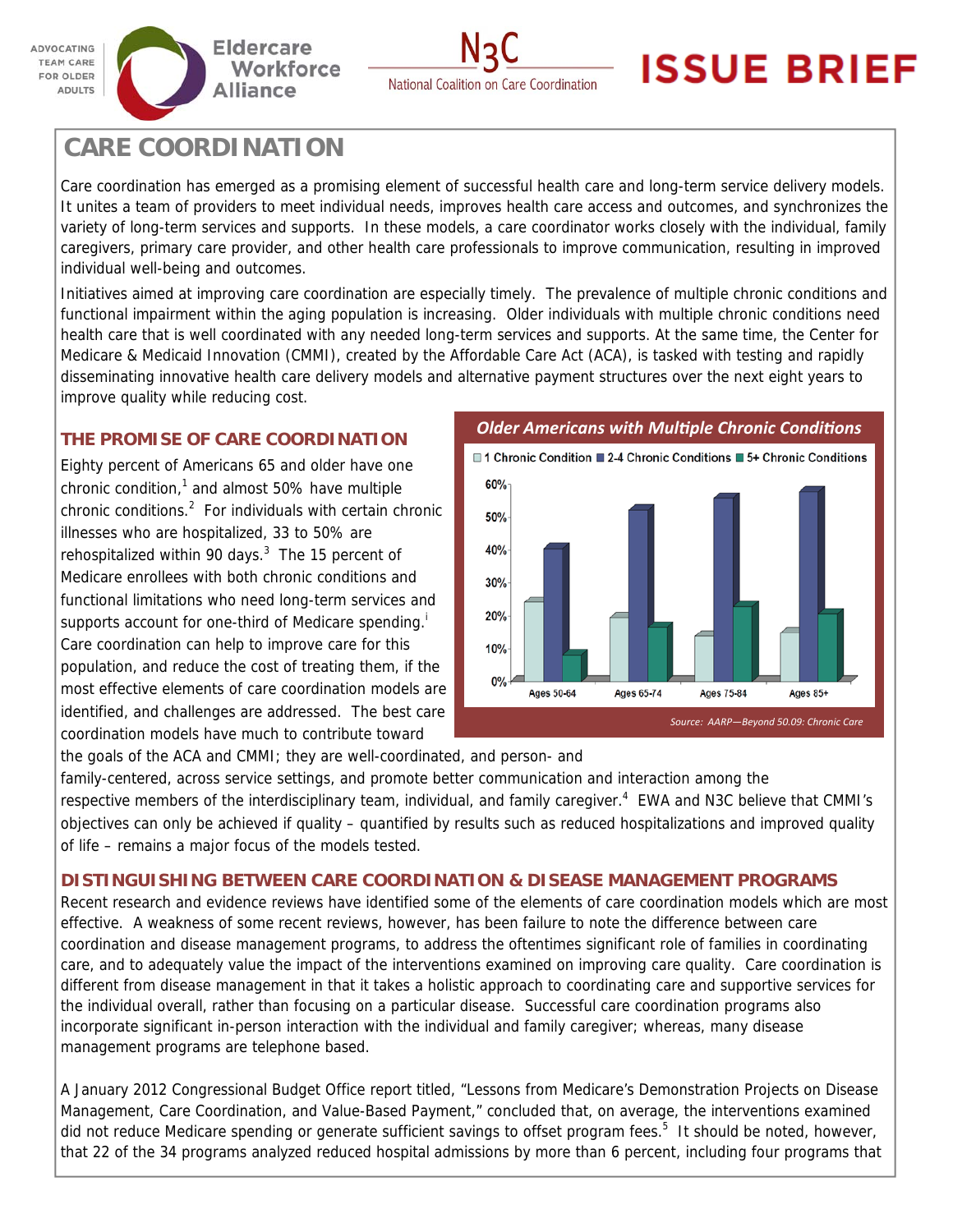ADVOCATING TEAM CARE FOR OLDER ADULTS

Eldercare Workforce Alliance

N3C National Coalition on Care Coordination

# ISSUE BRIEF

## CARE COORDINATION

Care coordination has emerged as a promising element of successful health care and long-term service delivery models. It unites a team of providers to meet individual needs, improves health care access and outcomes, and synchronizes the variety of long-term services and supports. In these models, a care coordinator works closely with the individual, family caregivers, primary care provider, and other health care professionals to improve communication, resulting in improved individual well-being and outcomes.

Initiatives aimed at improving care coordination are especially timely. The prevalence of multiple chronic conditions and functional impairment within the aging population is increasing. Older individuals with multiple chronic conditions need health care that is well coordinated with any needed long-term services and supports. At the same time, the Center for Medicare & Medicaid Innovation (CMMI), created by the Affordable Care Act (ACA), is tasked with testing and rapidly disseminating innovative health care delivery models and alternative payment structures over the next eight years to improve quality while reducing cost.

### THE PROMISE OF CARE COORDINATION

Eighty percent of Americans 65 and older have one chronic condition,[1] and almost 50% have multiple chronic conditions.[2] For individuals with certain chronic illnesses who are hospitalized, 33 to 50% are rehospitalized within 90 days.[3] The 15 percent of Medicare enrollees with both chronic conditions and functional limitations who need long-term services and supports account for one-third of Medicare spending.[i] Care coordination can help to improve care for this population, and reduce the cost of treating them, if the most effective elements of care coordination models are identified, and challenges are addressed. The best care coordination models have much to contribute toward the goals of the ACA and CMMI; they are well-coordinated, and person- and family-centered, across service settings, and promote better communication and interaction among the respective members of the interdisciplinary team, individual, and family caregiver.[4] EWA and N3C believe that CMMI's objectives can only be achieved if quality – quantified by results such as reduced hospitalizations and improved quality of life – remains a major focus of the models tested.

**Older Americans with Multiple Chronic Conditions**

| | 1 Chronic Condition | 2-4 Chronic Conditions | 5+ Chronic Conditions |
|---|---|---|---|
| Ages 50-64 | ~24% | ~40% | ~8% |
| Ages 65-74 | ~19% | ~52% | ~17% |
| Ages 75-84 | ~14% | ~55% | ~23% |
| Ages 85+ | ~15% | ~57% | ~21% |

*Source: AARP—Beyond 50.09: Chronic Care*

### DISTINGUISHING BETWEEN CARE COORDINATION & DISEASE MANAGEMENT PROGRAMS

Recent research and evidence reviews have identified some of the elements of care coordination models which are most effective. A weakness of some recent reviews, however, has been failure to note the difference between care coordination and disease management programs, to address the oftentimes significant role of families in coordinating care, and to adequately value the impact of the interventions examined on improving care quality. Care coordination is different from disease management in that it takes a holistic approach to coordinating care and supportive services for the individual overall, rather than focusing on a particular disease. Successful care coordination programs also incorporate significant in-person interaction with the individual and family caregiver; whereas, many disease management programs are telephone based.

A January 2012 Congressional Budget Office report titled, "Lessons from Medicare's Demonstration Projects on Disease Management, Care Coordination, and Value-Based Payment," concluded that, on average, the interventions examined did not reduce Medicare spending or generate sufficient savings to offset program fees.[5] It should be noted, however, that 22 of the 34 programs analyzed reduced hospital admissions by more than 6 percent, including four programs that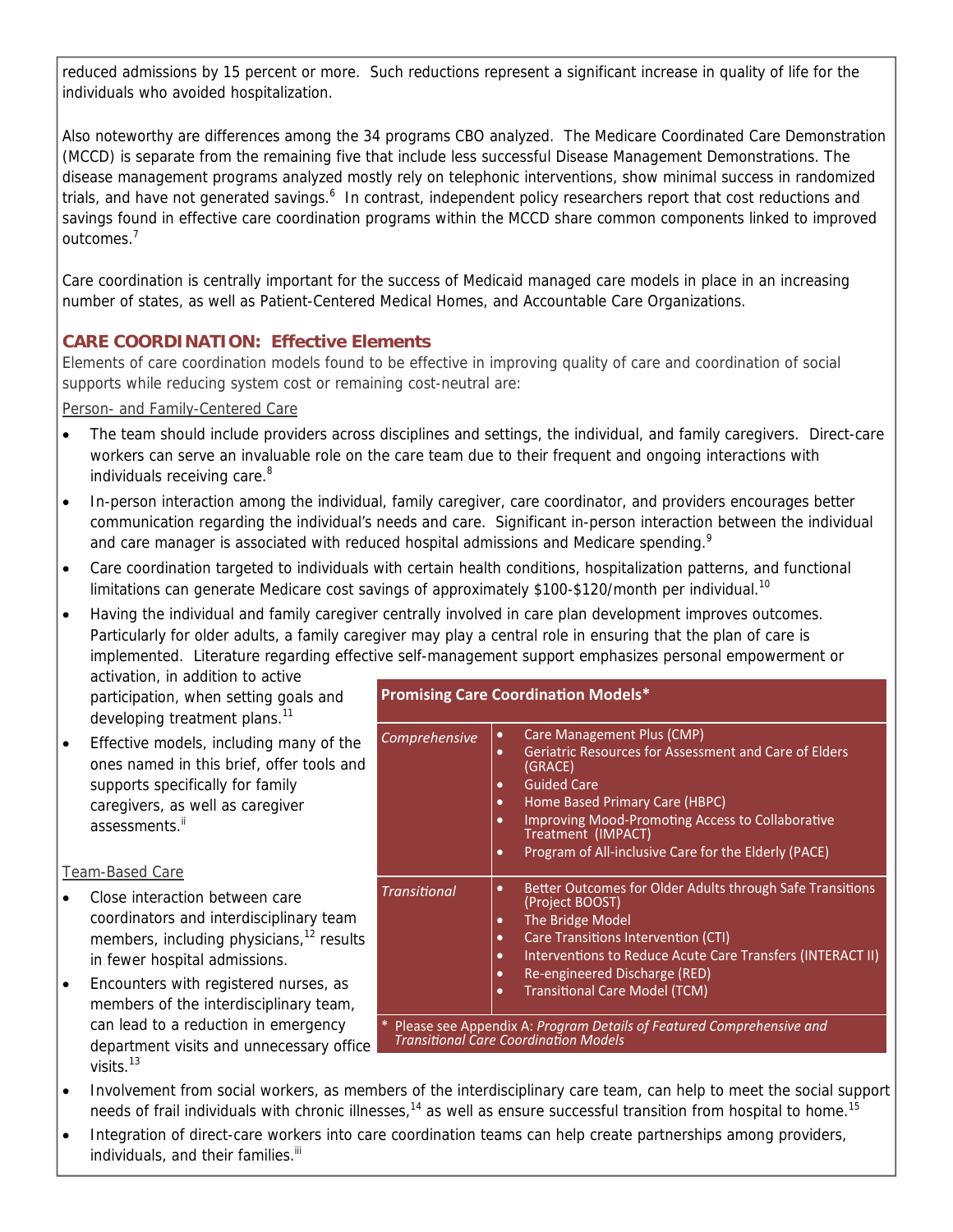reduced admissions by 15 percent or more. Such reductions represent a significant increase in quality of life for the individuals who avoided hospitalization.

Also noteworthy are differences among the 34 programs CBO analyzed. The Medicare Coordinated Care Demonstration (MCCD) is separate from the remaining five that include less successful Disease Management Demonstrations. The disease management programs analyzed mostly rely on telephonic interventions, show minimal success in randomized trials, and have not generated savings.[6] In contrast, independent policy researchers report that cost reductions and savings found in effective care coordination programs within the MCCD share common components linked to improved outcomes.[7]

Care coordination is centrally important for the success of Medicaid managed care models in place in an increasing number of states, as well as Patient-Centered Medical Homes, and Accountable Care Organizations.

## CARE COORDINATION: Effective Elements

Elements of care coordination models found to be effective in improving quality of care and coordination of social supports while reducing system cost or remaining cost-neutral are:

Person- and Family-Centered Care

- The team should include providers across disciplines and settings, the individual, and family caregivers. Direct-care workers can serve an invaluable role on the care team due to their frequent and ongoing interactions with individuals receiving care.[8]
- In-person interaction among the individual, family caregiver, care coordinator, and providers encourages better communication regarding the individual's needs and care. Significant in-person interaction between the individual and care manager is associated with reduced hospital admissions and Medicare spending.[9]
- Care coordination targeted to individuals with certain health conditions, hospitalization patterns, and functional limitations can generate Medicare cost savings of approximately $100-$120/month per individual.[10]
- Having the individual and family caregiver centrally involved in care plan development improves outcomes. Particularly for older adults, a family caregiver may play a central role in ensuring that the plan of care is implemented. Literature regarding effective self-management support emphasizes personal empowerment or activation, in addition to active participation, when setting goals and developing treatment plans.[11]
- Effective models, including many of the ones named in this brief, offer tools and supports specifically for family caregivers, as well as caregiver assessments.[ii]

Team-Based Care

- Close interaction between care coordinators and interdisciplinary team members, including physicians,[12] results in fewer hospital admissions.
- Encounters with registered nurses, as members of the interdisciplinary team, can lead to a reduction in emergency department visits and unnecessary office visits.[13]
- Involvement from social workers, as members of the interdisciplinary care team, can help to meet the social support needs of frail individuals with chronic illnesses,[14] as well as ensure successful transition from hospital to home.[15]
- Integration of direct-care workers into care coordination teams can help create partnerships among providers, individuals, and their families.[iii]

| Promising Care Coordination Models* | |
|---|---|
| *Comprehensive* | • Care Management Plus (CMP)<br>• Geriatric Resources for Assessment and Care of Elders (GRACE)<br>• Guided Care<br>• Home Based Primary Care (HBPC)<br>• Improving Mood-Promoting Access to Collaborative Treatment (IMPACT)<br>• Program of All-inclusive Care for the Elderly (PACE) |
| *Transitional* | • Better Outcomes for Older Adults through Safe Transitions (Project BOOST)<br>• The Bridge Model<br>• Care Transitions Intervention (CTI)<br>• Interventions to Reduce Acute Care Transfers (INTERACT II)<br>• Re-engineered Discharge (RED)<br>• Transitional Care Model (TCM) |

\* Please see Appendix A: *Program Details of Featured Comprehensive and Transitional Care Coordination Models*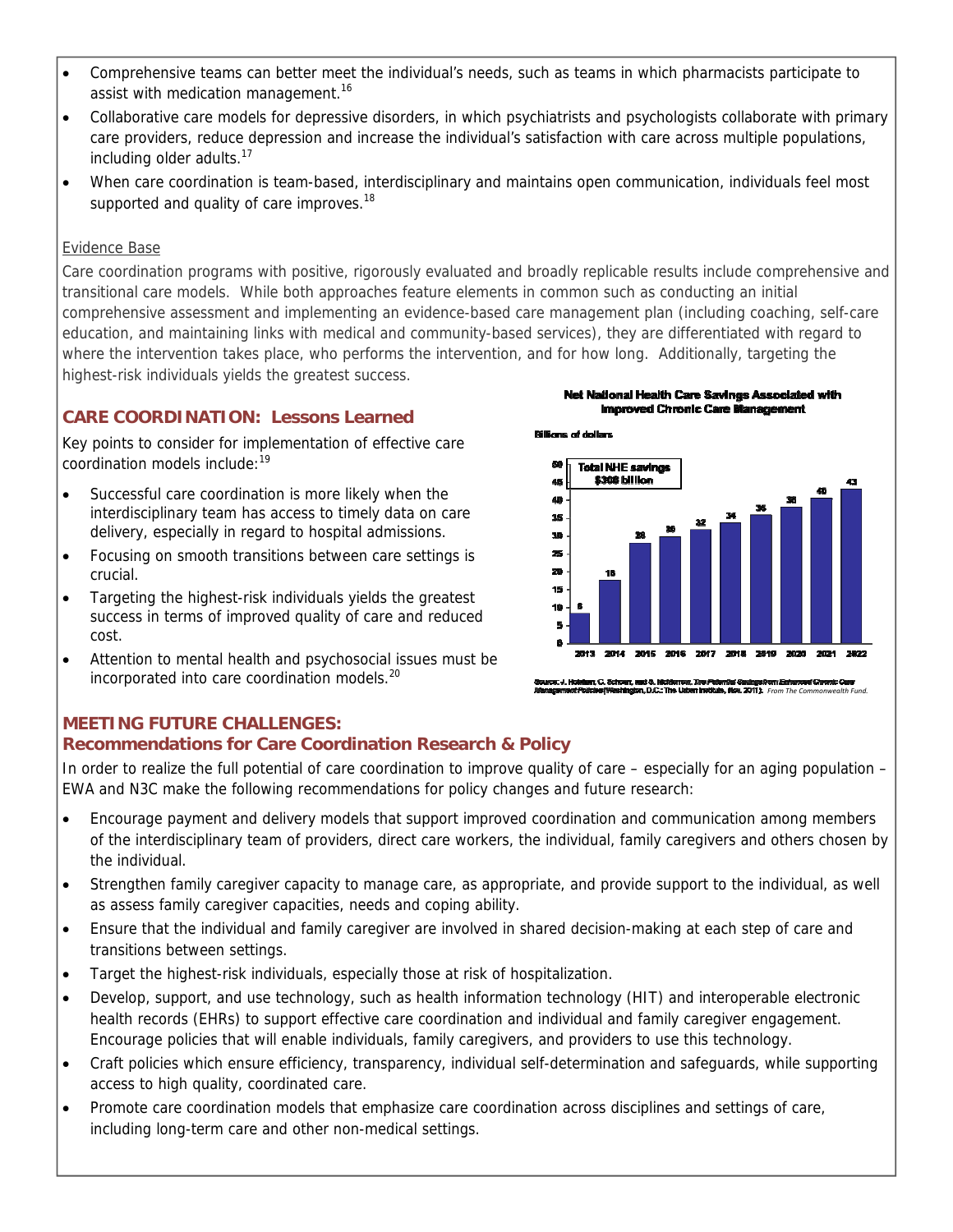- Comprehensive teams can better meet the individual's needs, such as teams in which pharmacists participate to assist with medication management.[16]
- Collaborative care models for depressive disorders, in which psychiatrists and psychologists collaborate with primary care providers, reduce depression and increase the individual's satisfaction with care across multiple populations, including older adults.[17]
- When care coordination is team-based, interdisciplinary and maintains open communication, individuals feel most supported and quality of care improves.[18]

Evidence Base

Care coordination programs with positive, rigorously evaluated and broadly replicable results include comprehensive and transitional care models. While both approaches feature elements in common such as conducting an initial comprehensive assessment and implementing an evidence-based care management plan (including coaching, self-care education, and maintaining links with medical and community-based services), they are differentiated with regard to where the intervention takes place, who performs the intervention, and for how long. Additionally, targeting the highest-risk individuals yields the greatest success.

## CARE COORDINATION: Lessons Learned

Key points to consider for implementation of effective care coordination models include:[19]

- Successful care coordination is more likely when the interdisciplinary team has access to timely data on care delivery, especially in regard to hospital admissions.
- Focusing on smooth transitions between care settings is crucial.
- Targeting the highest-risk individuals yields the greatest success in terms of improved quality of care and reduced cost.
- Attention to mental health and psychosocial issues must be incorporated into care coordination models.[20]

**Net National Health Care Savings Associated with Improved Chronic Care Management**

Billions of dollars

Total NHE savings $308 billion

| Year | 2013 | 2014 | 2015 | 2016 | 2017 | 2018 | 2019 | 2020 | 2021 | 2022 |
|---|---|---|---|---|---|---|---|---|---|---|
| Savings | 8 | 18 | 28 | 30 | 32 | 34 | 36 | 38 | 40 | 43 |

Source: J. Holahan, C. Schoen, and S. McMorrow, *The Potential Savings from Enhanced Chronic Care Management Policies* (Washington, D.C.: The Urban Institute, Nov. 2011). *From The Commonwealth Fund.*

## MEETING FUTURE CHALLENGES: Recommendations for Care Coordination Research & Policy

In order to realize the full potential of care coordination to improve quality of care – especially for an aging population – EWA and N3C make the following recommendations for policy changes and future research:

- Encourage payment and delivery models that support improved coordination and communication among members of the interdisciplinary team of providers, direct care workers, the individual, family caregivers and others chosen by the individual.
- Strengthen family caregiver capacity to manage care, as appropriate, and provide support to the individual, as well as assess family caregiver capacities, needs and coping ability.
- Ensure that the individual and family caregiver are involved in shared decision-making at each step of care and transitions between settings.
- Target the highest-risk individuals, especially those at risk of hospitalization.
- Develop, support, and use technology, such as health information technology (HIT) and interoperable electronic health records (EHRs) to support effective care coordination and individual and family caregiver engagement. Encourage policies that will enable individuals, family caregivers, and providers to use this technology.
- Craft policies which ensure efficiency, transparency, individual self-determination and safeguards, while supporting access to high quality, coordinated care.
- Promote care coordination models that emphasize care coordination across disciplines and settings of care, including long-term care and other non-medical settings.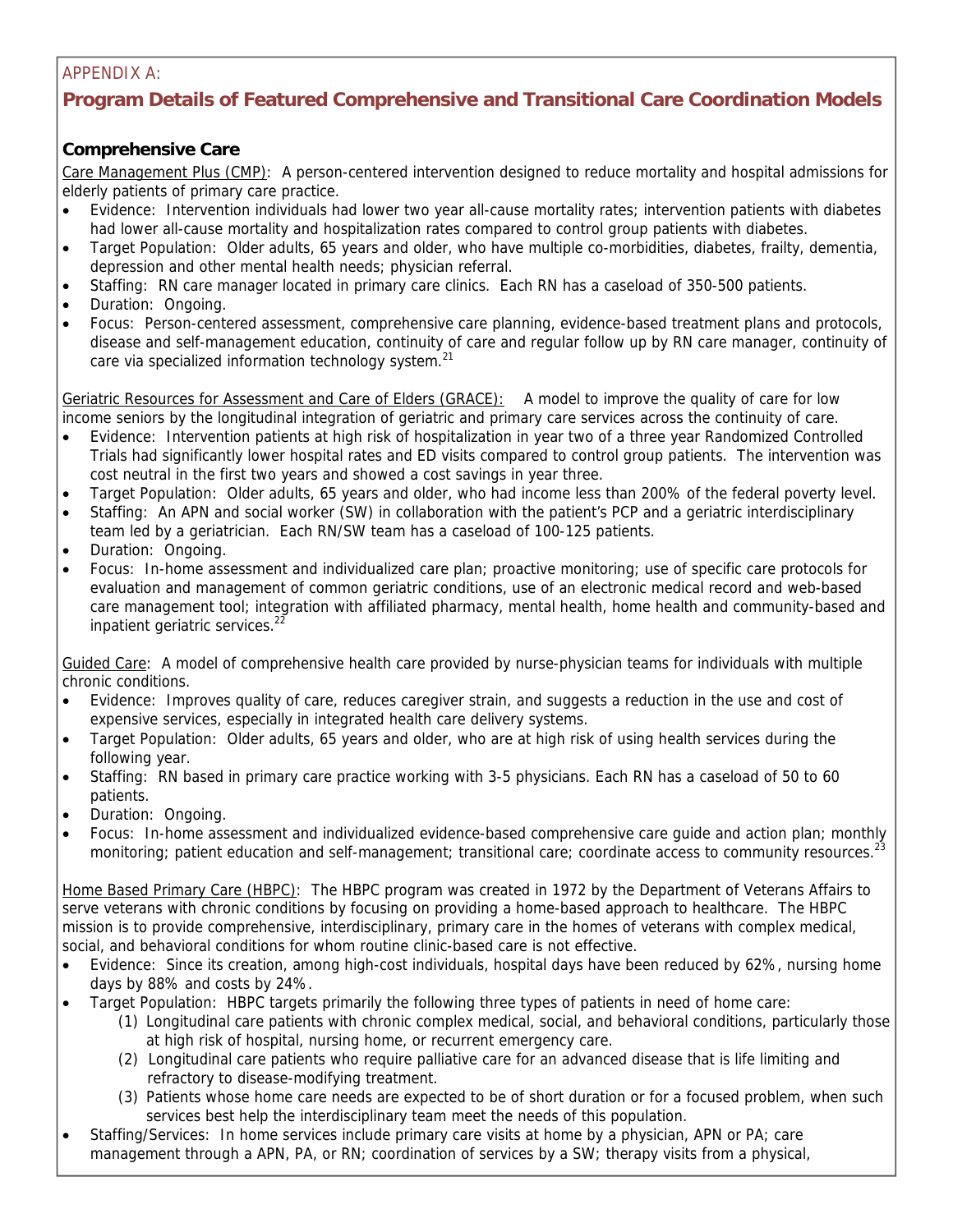APPENDIX A:

## Program Details of Featured Comprehensive and Transitional Care Coordination Models

### Comprehensive Care

Care Management Plus (CMP): A person-centered intervention designed to reduce mortality and hospital admissions for elderly patients of primary care practice.

- Evidence: Intervention individuals had lower two year all-cause mortality rates; intervention patients with diabetes had lower all-cause mortality and hospitalization rates compared to control group patients with diabetes.
- Target Population: Older adults, 65 years and older, who have multiple co-morbidities, diabetes, frailty, dementia, depression and other mental health needs; physician referral.
- Staffing: RN care manager located in primary care clinics. Each RN has a caseload of 350-500 patients.
- Duration: Ongoing.
- Focus: Person-centered assessment, comprehensive care planning, evidence-based treatment plans and protocols, disease and self-management education, continuity of care and regular follow up by RN care manager, continuity of care via specialized information technology system.[21]

Geriatric Resources for Assessment and Care of Elders (GRACE): A model to improve the quality of care for low income seniors by the longitudinal integration of geriatric and primary care services across the continuity of care.

- Evidence: Intervention patients at high risk of hospitalization in year two of a three year Randomized Controlled Trials had significantly lower hospital rates and ED visits compared to control group patients. The intervention was cost neutral in the first two years and showed a cost savings in year three.
- Target Population: Older adults, 65 years and older, who had income less than 200% of the federal poverty level.
- Staffing: An APN and social worker (SW) in collaboration with the patient's PCP and a geriatric interdisciplinary team led by a geriatrician. Each RN/SW team has a caseload of 100-125 patients.
- Duration: Ongoing.
- Focus: In-home assessment and individualized care plan; proactive monitoring; use of specific care protocols for evaluation and management of common geriatric conditions, use of an electronic medical record and web-based care management tool; integration with affiliated pharmacy, mental health, home health and community-based and inpatient geriatric services.[22]

Guided Care: A model of comprehensive health care provided by nurse-physician teams for individuals with multiple chronic conditions.

- Evidence: Improves quality of care, reduces caregiver strain, and suggests a reduction in the use and cost of expensive services, especially in integrated health care delivery systems.
- Target Population: Older adults, 65 years and older, who are at high risk of using health services during the following year.
- Staffing: RN based in primary care practice working with 3-5 physicians. Each RN has a caseload of 50 to 60 patients.
- Duration: Ongoing.
- Focus: In-home assessment and individualized evidence-based comprehensive care guide and action plan; monthly monitoring; patient education and self-management; transitional care; coordinate access to community resources.[23]

Home Based Primary Care (HBPC): The HBPC program was created in 1972 by the Department of Veterans Affairs to serve veterans with chronic conditions by focusing on providing a home-based approach to healthcare. The HBPC mission is to provide comprehensive, interdisciplinary, primary care in the homes of veterans with complex medical, social, and behavioral conditions for whom routine clinic-based care is not effective.

- Evidence: Since its creation, among high-cost individuals, hospital days have been reduced by 62%, nursing home days by 88% and costs by 24%.
- Target Population: HBPC targets primarily the following three types of patients in need of home care:
  1. Longitudinal care patients with chronic complex medical, social, and behavioral conditions, particularly those at high risk of hospital, nursing home, or recurrent emergency care.
  2. Longitudinal care patients who require palliative care for an advanced disease that is life limiting and refractory to disease-modifying treatment.
  3. Patients whose home care needs are expected to be of short duration or for a focused problem, when such services best help the interdisciplinary team meet the needs of this population.
- Staffing/Services: In home services include primary care visits at home by a physician, APN or PA; care management through a APN, PA, or RN; coordination of services by a SW; therapy visits from a physical,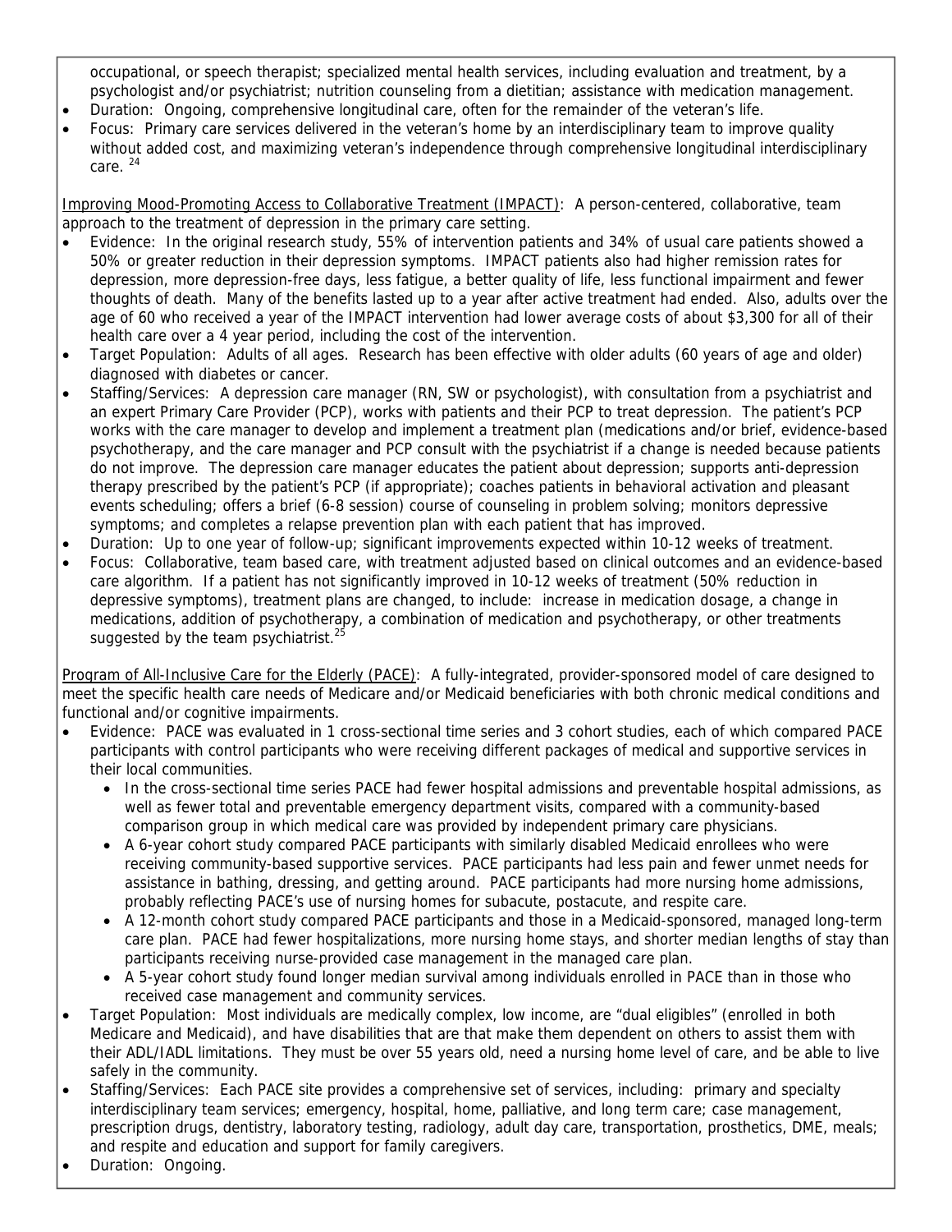occupational, or speech therapist; specialized mental health services, including evaluation and treatment, by a psychologist and/or psychiatrist; nutrition counseling from a dietitian; assistance with medication management.

- Duration: Ongoing, comprehensive longitudinal care, often for the remainder of the veteran's life.
- Focus: Primary care services delivered in the veteran's home by an interdisciplinary team to improve quality without added cost, and maximizing veteran's independence through comprehensive longitudinal interdisciplinary care. [24]

Improving Mood-Promoting Access to Collaborative Treatment (IMPACT): A person-centered, collaborative, team approach to the treatment of depression in the primary care setting.

- Evidence: In the original research study, 55% of intervention patients and 34% of usual care patients showed a 50% or greater reduction in their depression symptoms. IMPACT patients also had higher remission rates for depression, more depression-free days, less fatigue, a better quality of life, less functional impairment and fewer thoughts of death. Many of the benefits lasted up to a year after active treatment had ended. Also, adults over the age of 60 who received a year of the IMPACT intervention had lower average costs of about $3,300 for all of their health care over a 4 year period, including the cost of the intervention.
- Target Population: Adults of all ages. Research has been effective with older adults (60 years of age and older) diagnosed with diabetes or cancer.
- Staffing/Services: A depression care manager (RN, SW or psychologist), with consultation from a psychiatrist and an expert Primary Care Provider (PCP), works with patients and their PCP to treat depression. The patient's PCP works with the care manager to develop and implement a treatment plan (medications and/or brief, evidence-based psychotherapy, and the care manager and PCP consult with the psychiatrist if a change is needed because patients do not improve. The depression care manager educates the patient about depression; supports anti-depression therapy prescribed by the patient's PCP (if appropriate); coaches patients in behavioral activation and pleasant events scheduling; offers a brief (6-8 session) course of counseling in problem solving; monitors depressive symptoms; and completes a relapse prevention plan with each patient that has improved.
- Duration: Up to one year of follow-up; significant improvements expected within 10-12 weeks of treatment.
- Focus: Collaborative, team based care, with treatment adjusted based on clinical outcomes and an evidence-based care algorithm. If a patient has not significantly improved in 10-12 weeks of treatment (50% reduction in depressive symptoms), treatment plans are changed, to include: increase in medication dosage, a change in medications, addition of psychotherapy, a combination of medication and psychotherapy, or other treatments suggested by the team psychiatrist.[25]

Program of All-Inclusive Care for the Elderly (PACE): A fully-integrated, provider-sponsored model of care designed to meet the specific health care needs of Medicare and/or Medicaid beneficiaries with both chronic medical conditions and functional and/or cognitive impairments.

- Evidence: PACE was evaluated in 1 cross-sectional time series and 3 cohort studies, each of which compared PACE participants with control participants who were receiving different packages of medical and supportive services in their local communities.
  - In the cross-sectional time series PACE had fewer hospital admissions and preventable hospital admissions, as well as fewer total and preventable emergency department visits, compared with a community-based comparison group in which medical care was provided by independent primary care physicians.
  - A 6-year cohort study compared PACE participants with similarly disabled Medicaid enrollees who were receiving community-based supportive services. PACE participants had less pain and fewer unmet needs for assistance in bathing, dressing, and getting around. PACE participants had more nursing home admissions, probably reflecting PACE's use of nursing homes for subacute, postacute, and respite care.
  - A 12-month cohort study compared PACE participants and those in a Medicaid-sponsored, managed long-term care plan. PACE had fewer hospitalizations, more nursing home stays, and shorter median lengths of stay than participants receiving nurse-provided case management in the managed care plan.
  - A 5-year cohort study found longer median survival among individuals enrolled in PACE than in those who received case management and community services.
- Target Population: Most individuals are medically complex, low income, are "dual eligibles" (enrolled in both Medicare and Medicaid), and have disabilities that are that make them dependent on others to assist them with their ADL/IADL limitations. They must be over 55 years old, need a nursing home level of care, and be able to live safely in the community.
- Staffing/Services: Each PACE site provides a comprehensive set of services, including: primary and specialty interdisciplinary team services; emergency, hospital, home, palliative, and long term care; case management, prescription drugs, dentistry, laboratory testing, radiology, adult day care, transportation, prosthetics, DME, meals; and respite and education and support for family caregivers.
- Duration: Ongoing.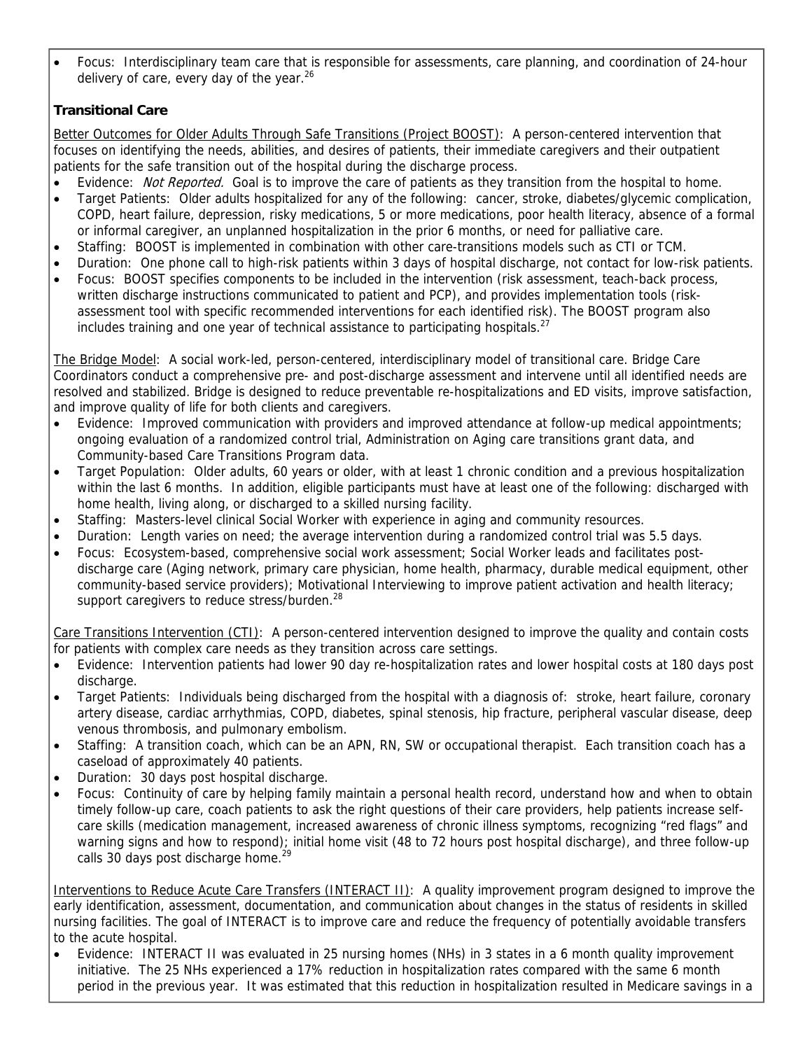- Focus: Interdisciplinary team care that is responsible for assessments, care planning, and coordination of 24-hour delivery of care, every day of the year.[26]

**Transitional Care**

Better Outcomes for Older Adults Through Safe Transitions (Project BOOST): A person-centered intervention that focuses on identifying the needs, abilities, and desires of patients, their immediate caregivers and their outpatient patients for the safe transition out of the hospital during the discharge process.

- Evidence: *Not Reported.* Goal is to improve the care of patients as they transition from the hospital to home.
- Target Patients: Older adults hospitalized for any of the following: cancer, stroke, diabetes/glycemic complication, COPD, heart failure, depression, risky medications, 5 or more medications, poor health literacy, absence of a formal or informal caregiver, an unplanned hospitalization in the prior 6 months, or need for palliative care.
- Staffing: BOOST is implemented in combination with other care-transitions models such as CTI or TCM.
- Duration: One phone call to high-risk patients within 3 days of hospital discharge, not contact for low-risk patients.
- Focus: BOOST specifies components to be included in the intervention (risk assessment, teach-back process, written discharge instructions communicated to patient and PCP), and provides implementation tools (risk-assessment tool with specific recommended interventions for each identified risk). The BOOST program also includes training and one year of technical assistance to participating hospitals.[27]

The Bridge Model: A social work-led, person-centered, interdisciplinary model of transitional care. Bridge Care Coordinators conduct a comprehensive pre- and post-discharge assessment and intervene until all identified needs are resolved and stabilized. Bridge is designed to reduce preventable re-hospitalizations and ED visits, improve satisfaction, and improve quality of life for both clients and caregivers.

- Evidence: Improved communication with providers and improved attendance at follow-up medical appointments; ongoing evaluation of a randomized control trial, Administration on Aging care transitions grant data, and Community-based Care Transitions Program data.
- Target Population: Older adults, 60 years or older, with at least 1 chronic condition and a previous hospitalization within the last 6 months. In addition, eligible participants must have at least one of the following: discharged with home health, living along, or discharged to a skilled nursing facility.
- Staffing: Masters-level clinical Social Worker with experience in aging and community resources.
- Duration: Length varies on need; the average intervention during a randomized control trial was 5.5 days.
- Focus: Ecosystem-based, comprehensive social work assessment; Social Worker leads and facilitates post-discharge care (Aging network, primary care physician, home health, pharmacy, durable medical equipment, other community-based service providers); Motivational Interviewing to improve patient activation and health literacy; support caregivers to reduce stress/burden.[28]

Care Transitions Intervention (CTI): A person-centered intervention designed to improve the quality and contain costs for patients with complex care needs as they transition across care settings.

- Evidence: Intervention patients had lower 90 day re-hospitalization rates and lower hospital costs at 180 days post discharge.
- Target Patients: Individuals being discharged from the hospital with a diagnosis of: stroke, heart failure, coronary artery disease, cardiac arrhythmias, COPD, diabetes, spinal stenosis, hip fracture, peripheral vascular disease, deep venous thrombosis, and pulmonary embolism.
- Staffing: A transition coach, which can be an APN, RN, SW or occupational therapist. Each transition coach has a caseload of approximately 40 patients.
- Duration: 30 days post hospital discharge.
- Focus: Continuity of care by helping family maintain a personal health record, understand how and when to obtain timely follow-up care, coach patients to ask the right questions of their care providers, help patients increase self-care skills (medication management, increased awareness of chronic illness symptoms, recognizing "red flags" and warning signs and how to respond); initial home visit (48 to 72 hours post hospital discharge), and three follow-up calls 30 days post discharge home.[29]

Interventions to Reduce Acute Care Transfers (INTERACT II): A quality improvement program designed to improve the early identification, assessment, documentation, and communication about changes in the status of residents in skilled nursing facilities. The goal of INTERACT is to improve care and reduce the frequency of potentially avoidable transfers to the acute hospital.

- Evidence: INTERACT II was evaluated in 25 nursing homes (NHs) in 3 states in a 6 month quality improvement initiative. The 25 NHs experienced a 17% reduction in hospitalization rates compared with the same 6 month period in the previous year. It was estimated that this reduction in hospitalization resulted in Medicare savings in a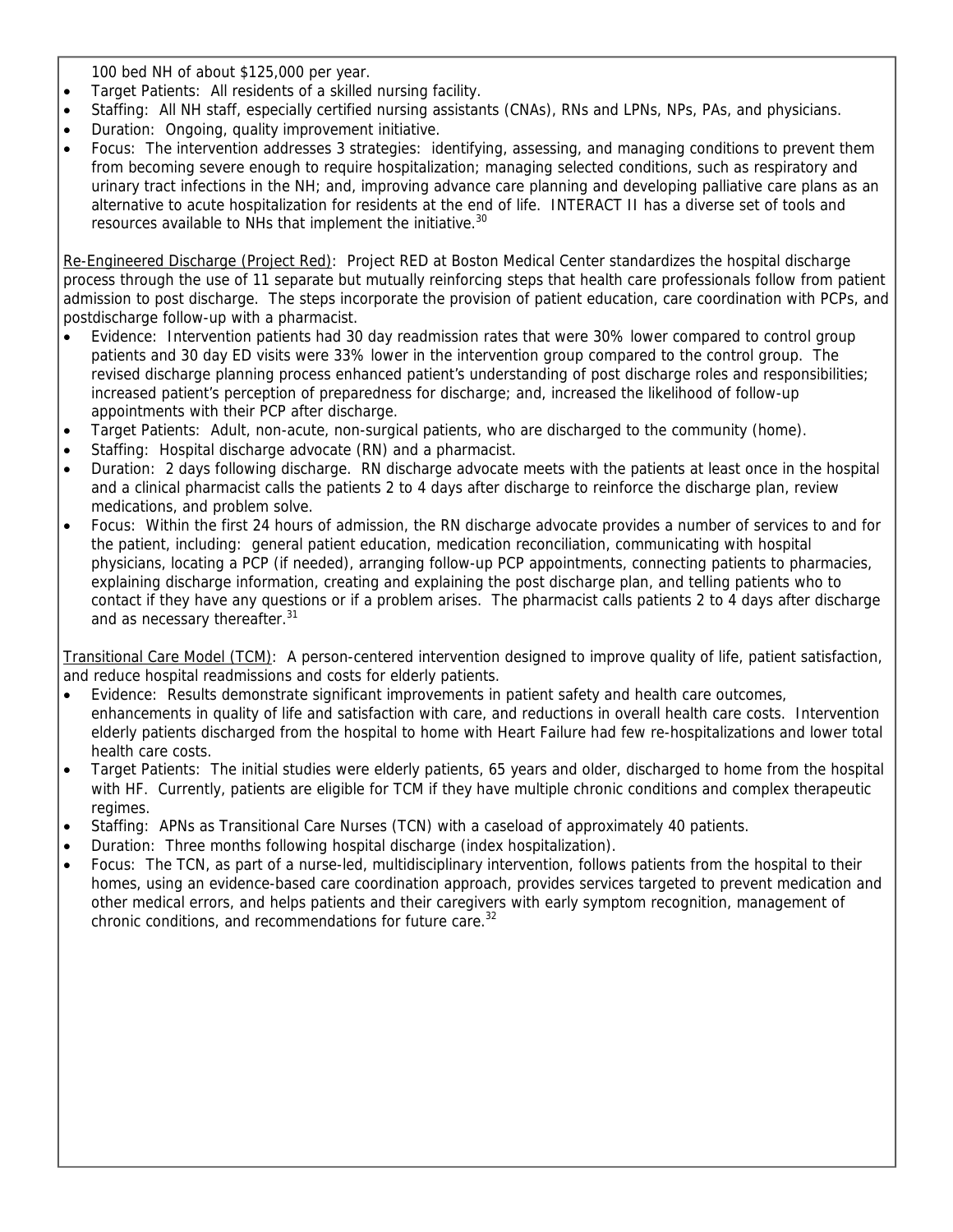100 bed NH of about $125,000 per year.

- Target Patients: All residents of a skilled nursing facility.
- Staffing: All NH staff, especially certified nursing assistants (CNAs), RNs and LPNs, NPs, PAs, and physicians.
- Duration: Ongoing, quality improvement initiative.
- Focus: The intervention addresses 3 strategies: identifying, assessing, and managing conditions to prevent them from becoming severe enough to require hospitalization; managing selected conditions, such as respiratory and urinary tract infections in the NH; and, improving advance care planning and developing palliative care plans as an alternative to acute hospitalization for residents at the end of life. INTERACT II has a diverse set of tools and resources available to NHs that implement the initiative.[30]

Re-Engineered Discharge (Project Red): Project RED at Boston Medical Center standardizes the hospital discharge process through the use of 11 separate but mutually reinforcing steps that health care professionals follow from patient admission to post discharge. The steps incorporate the provision of patient education, care coordination with PCPs, and postdischarge follow-up with a pharmacist.

- Evidence: Intervention patients had 30 day readmission rates that were 30% lower compared to control group patients and 30 day ED visits were 33% lower in the intervention group compared to the control group. The revised discharge planning process enhanced patient's understanding of post discharge roles and responsibilities; increased patient's perception of preparedness for discharge; and, increased the likelihood of follow-up appointments with their PCP after discharge.
- Target Patients: Adult, non-acute, non-surgical patients, who are discharged to the community (home).
- Staffing: Hospital discharge advocate (RN) and a pharmacist.
- Duration: 2 days following discharge. RN discharge advocate meets with the patients at least once in the hospital and a clinical pharmacist calls the patients 2 to 4 days after discharge to reinforce the discharge plan, review medications, and problem solve.
- Focus: Within the first 24 hours of admission, the RN discharge advocate provides a number of services to and for the patient, including: general patient education, medication reconciliation, communicating with hospital physicians, locating a PCP (if needed), arranging follow-up PCP appointments, connecting patients to pharmacies, explaining discharge information, creating and explaining the post discharge plan, and telling patients who to contact if they have any questions or if a problem arises. The pharmacist calls patients 2 to 4 days after discharge and as necessary thereafter.[31]

Transitional Care Model (TCM): A person-centered intervention designed to improve quality of life, patient satisfaction, and reduce hospital readmissions and costs for elderly patients.

- Evidence: Results demonstrate significant improvements in patient safety and health care outcomes, enhancements in quality of life and satisfaction with care, and reductions in overall health care costs. Intervention elderly patients discharged from the hospital to home with Heart Failure had few re-hospitalizations and lower total health care costs.
- Target Patients: The initial studies were elderly patients, 65 years and older, discharged to home from the hospital with HF. Currently, patients are eligible for TCM if they have multiple chronic conditions and complex therapeutic regimes.
- Staffing: APNs as Transitional Care Nurses (TCN) with a caseload of approximately 40 patients.
- Duration: Three months following hospital discharge (index hospitalization).
- Focus: The TCN, as part of a nurse-led, multidisciplinary intervention, follows patients from the hospital to their homes, using an evidence-based care coordination approach, provides services targeted to prevent medication and other medical errors, and helps patients and their caregivers with early symptom recognition, management of chronic conditions, and recommendations for future care.[32]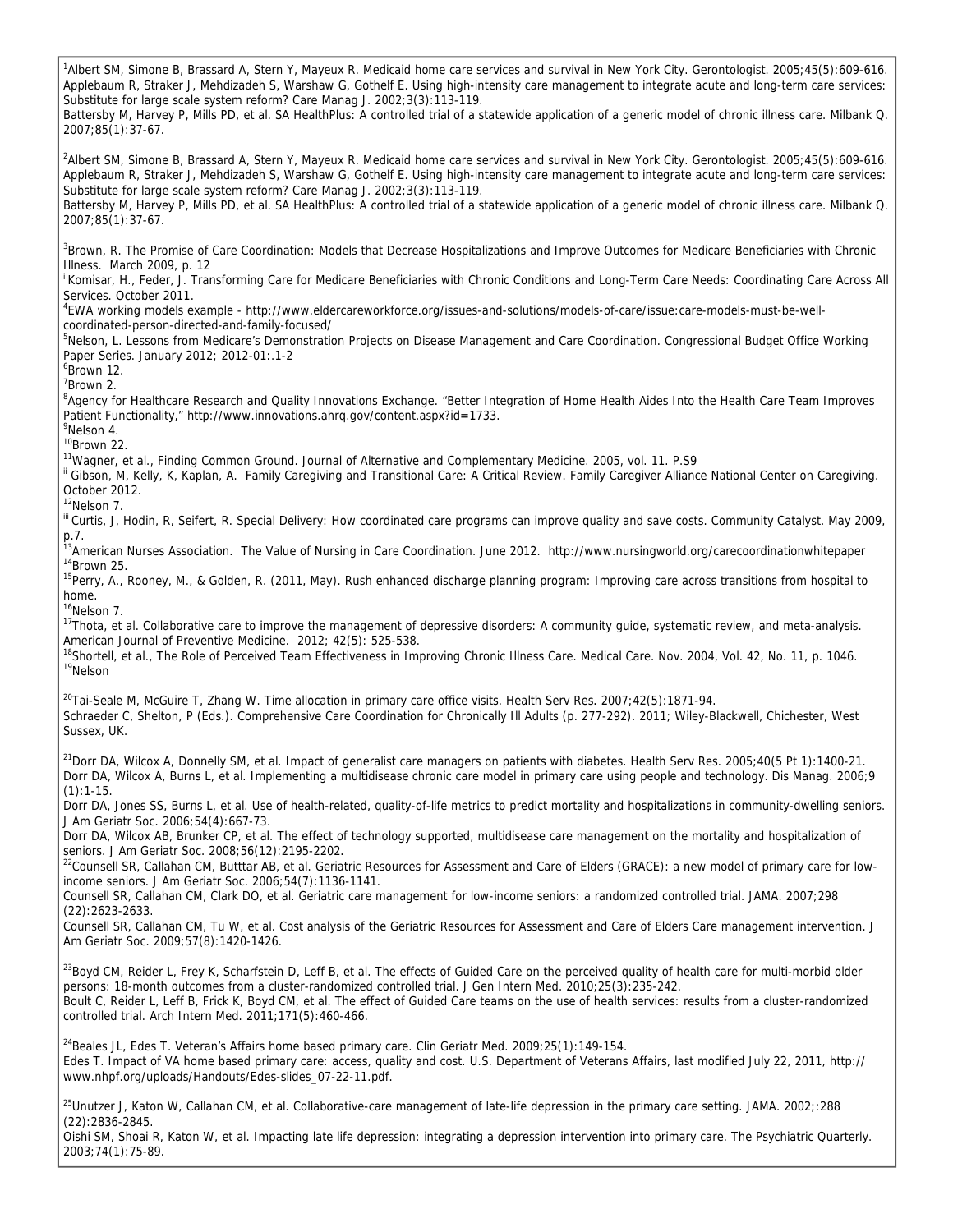[1]Albert SM, Simone B, Brassard A, Stern Y, Mayeux R. Medicaid home care services and survival in New York City. Gerontologist. 2005;45(5):609-616.
Applebaum R, Straker J, Mehdizadeh S, Warshaw G, Gothelf E. Using high-intensity care management to integrate acute and long-term care services: Substitute for large scale system reform? Care Manag J. 2002;3(3):113-119.
Battersby M, Harvey P, Mills PD, et al. SA HealthPlus: A controlled trial of a statewide application of a generic model of chronic illness care. Milbank Q. 2007;85(1):37-67.

[2]Albert SM, Simone B, Brassard A, Stern Y, Mayeux R. Medicaid home care services and survival in New York City. Gerontologist. 2005;45(5):609-616.
Applebaum R, Straker J, Mehdizadeh S, Warshaw G, Gothelf E. Using high-intensity care management to integrate acute and long-term care services: Substitute for large scale system reform? Care Manag J. 2002;3(3):113-119.
Battersby M, Harvey P, Mills PD, et al. SA HealthPlus: A controlled trial of a statewide application of a generic model of chronic illness care. Milbank Q. 2007;85(1):37-67.

[3]Brown, R. The Promise of Care Coordination: Models that Decrease Hospitalizations and Improve Outcomes for Medicare Beneficiaries with Chronic Illness. March 2009, p. 12
[i] Komisar, H., Feder, J. Transforming Care for Medicare Beneficiaries with Chronic Conditions and Long-Term Care Needs: Coordinating Care Across All Services. October 2011.
[4]EWA working models example - http://www.eldercareworkforce.org/issues-and-solutions/models-of-care/issue:care-models-must-be-well-coordinated-person-directed-and-family-focused/
[5]Nelson, L. Lessons from Medicare's Demonstration Projects on Disease Management and Care Coordination. Congressional Budget Office Working Paper Series. January 2012; 2012-01:.1-2
[6]Brown 12.
[7]Brown 2.
[8]Agency for Healthcare Research and Quality Innovations Exchange. "Better Integration of Home Health Aides Into the Health Care Team Improves Patient Functionality," http://www.innovations.ahrq.gov/content.aspx?id=1733.
[9]Nelson 4.
[10]Brown 22.
[11]Wagner, et al., Finding Common Ground. Journal of Alternative and Complementary Medicine. 2005, vol. 11. P.S9
[ii] Gibson, M, Kelly, K, Kaplan, A. Family Caregiving and Transitional Care: A Critical Review. Family Caregiver Alliance National Center on Caregiving. October 2012.
[12]Nelson 7.
[iii] Curtis, J, Hodin, R, Seifert, R. Special Delivery: How coordinated care programs can improve quality and save costs. Community Catalyst. May 2009, p.7.
[13]American Nurses Association. The Value of Nursing in Care Coordination. June 2012. http://www.nursingworld.org/carecoordinationwhitepaper
[14]Brown 25.
[15]Perry, A., Rooney, M., & Golden, R. (2011, May). Rush enhanced discharge planning program: Improving care across transitions from hospital to home.
[16]Nelson 7.
[17]Thota, et al. Collaborative care to improve the management of depressive disorders: A community guide, systematic review, and meta-analysis. American Journal of Preventive Medicine. 2012; 42(5): 525-538.
[18]Shortell, et al., The Role of Perceived Team Effectiveness in Improving Chronic Illness Care. Medical Care. Nov. 2004, Vol. 42, No. 11, p. 1046.
[19]Nelson

[20]Tai-Seale M, McGuire T, Zhang W. Time allocation in primary care office visits. Health Serv Res. 2007;42(5):1871-94.
Schraeder C, Shelton, P (Eds.). Comprehensive Care Coordination for Chronically Ill Adults (p. 277-292). 2011; Wiley-Blackwell, Chichester, West Sussex, UK.

[21]Dorr DA, Wilcox A, Donnelly SM, et al. Impact of generalist care managers on patients with diabetes. Health Serv Res. 2005;40(5 Pt 1):1400-21.
Dorr DA, Wilcox A, Burns L, et al. Implementing a multidisease chronic care model in primary care using people and technology. Dis Manag. 2006;9 (1):1-15.
Dorr DA, Jones SS, Burns L, et al. Use of health-related, quality-of-life metrics to predict mortality and hospitalizations in community-dwelling seniors. J Am Geriatr Soc. 2006;54(4):667-73.
Dorr DA, Wilcox AB, Brunker CP, et al. The effect of technology supported, multidisease care management on the mortality and hospitalization of seniors. J Am Geriatr Soc. 2008;56(12):2195-2202.
[22]Counsell SR, Callahan CM, Butttar AB, et al. Geriatric Resources for Assessment and Care of Elders (GRACE): a new model of primary care for low-income seniors. J Am Geriatr Soc. 2006;54(7):1136-1141.
Counsell SR, Callahan CM, Clark DO, et al. Geriatric care management for low-income seniors: a randomized controlled trial. JAMA. 2007;298 (22):2623-2633.
Counsell SR, Callahan CM, Tu W, et al. Cost analysis of the Geriatric Resources for Assessment and Care of Elders Care management intervention. J Am Geriatr Soc. 2009;57(8):1420-1426.

[23]Boyd CM, Reider L, Frey K, Scharfstein D, Leff B, et al. The effects of Guided Care on the perceived quality of health care for multi-morbid older persons: 18-month outcomes from a cluster-randomized controlled trial. J Gen Intern Med. 2010;25(3):235-242.
Boult C, Reider L, Leff B, Frick K, Boyd CM, et al. The effect of Guided Care teams on the use of health services: results from a cluster-randomized controlled trial. Arch Intern Med. 2011;171(5):460-466.

[24]Beales JL, Edes T. Veteran's Affairs home based primary care. Clin Geriatr Med. 2009;25(1):149-154.
Edes T. Impact of VA home based primary care: access, quality and cost. U.S. Department of Veterans Affairs, last modified July 22, 2011, http://www.nhpf.org/uploads/Handouts/Edes-slides_07-22-11.pdf.

[25]Unutzer J, Katon W, Callahan CM, et al. Collaborative-care management of late-life depression in the primary care setting. JAMA. 2002;:288 (22):2836-2845.
Oishi SM, Shoai R, Katon W, et al. Impacting late life depression: integrating a depression intervention into primary care. The Psychiatric Quarterly. 2003;74(1):75-89.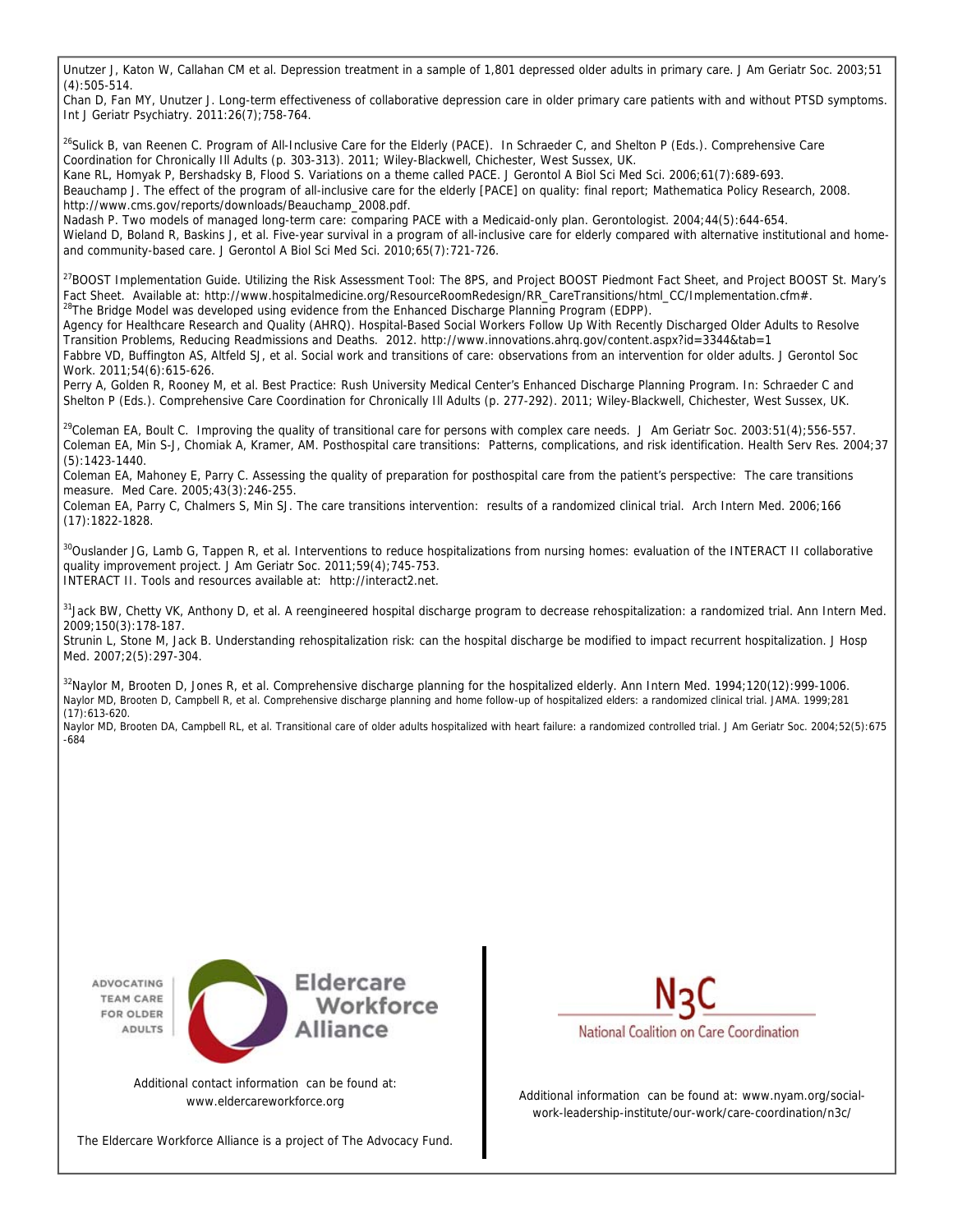Unutzer J, Katon W, Callahan CM et al. Depression treatment in a sample of 1,801 depressed older adults in primary care. J Am Geriatr Soc. 2003;51 (4):505-514.
Chan D, Fan MY, Unutzer J. Long-term effectiveness of collaborative depression care in older primary care patients with and without PTSD symptoms. Int J Geriatr Psychiatry. 2011:26(7);758-764.

[26]Sulick B, van Reenen C. Program of All-Inclusive Care for the Elderly (PACE). In Schraeder C, and Shelton P (Eds.). Comprehensive Care Coordination for Chronically Ill Adults (p. 303-313). 2011; Wiley-Blackwell, Chichester, West Sussex, UK.
Kane RL, Homyak P, Bershadsky B, Flood S. Variations on a theme called PACE. J Gerontol A Biol Sci Med Sci. 2006;61(7):689-693.
Beauchamp J. The effect of the program of all-inclusive care for the elderly [PACE] on quality: final report; Mathematica Policy Research, 2008. http://www.cms.gov/reports/downloads/Beauchamp_2008.pdf.
Nadash P. Two models of managed long-term care: comparing PACE with a Medicaid-only plan. Gerontologist. 2004;44(5):644-654.
Wieland D, Boland R, Baskins J, et al. Five-year survival in a program of all-inclusive care for elderly compared with alternative institutional and home- and community-based care. J Gerontol A Biol Sci Med Sci. 2010;65(7):721-726.

[27]BOOST Implementation Guide. Utilizing the Risk Assessment Tool: The 8PS, and Project BOOST Piedmont Fact Sheet, and Project BOOST St. Mary's Fact Sheet. Available at: http://www.hospitalmedicine.org/ResourceRoomRedesign/RR_CareTransitions/html_CC/Implementation.cfm#.
[28]The Bridge Model was developed using evidence from the Enhanced Discharge Planning Program (EDPP).
Agency for Healthcare Research and Quality (AHRQ). Hospital-Based Social Workers Follow Up With Recently Discharged Older Adults to Resolve Transition Problems, Reducing Readmissions and Deaths. 2012. http://www.innovations.ahrq.gov/content.aspx?id=3344&tab=1
Fabbre VD, Buffington AS, Altfeld SJ, et al. Social work and transitions of care: observations from an intervention for older adults. J Gerontol Soc Work. 2011;54(6):615-626.
Perry A, Golden R, Rooney M, et al. Best Practice: Rush University Medical Center's Enhanced Discharge Planning Program. In: Schraeder C and Shelton P (Eds.). Comprehensive Care Coordination for Chronically Ill Adults (p. 277-292). 2011; Wiley-Blackwell, Chichester, West Sussex, UK.

[29]Coleman EA, Boult C. Improving the quality of transitional care for persons with complex care needs. J Am Geriatr Soc. 2003:51(4);556-557.
Coleman EA, Min S-J, Chomiak A, Kramer, AM. Posthospital care transitions: Patterns, complications, and risk identification. Health Serv Res. 2004;37 (5):1423-1440.
Coleman EA, Mahoney E, Parry C. Assessing the quality of preparation for posthospital care from the patient's perspective: The care transitions measure. Med Care. 2005;43(3):246-255.
Coleman EA, Parry C, Chalmers S, Min SJ. The care transitions intervention: results of a randomized clinical trial. Arch Intern Med. 2006;166 (17):1822-1828.

[30]Ouslander JG, Lamb G, Tappen R, et al. Interventions to reduce hospitalizations from nursing homes: evaluation of the INTERACT II collaborative quality improvement project. J Am Geriatr Soc. 2011;59(4);745-753.
INTERACT II. Tools and resources available at: http://interact2.net.

[31]Jack BW, Chetty VK, Anthony D, et al. A reengineered hospital discharge program to decrease rehospitalization: a randomized trial. Ann Intern Med. 2009;150(3):178-187.
Strunin L, Stone M, Jack B. Understanding rehospitalization risk: can the hospital discharge be modified to impact recurrent hospitalization. J Hosp Med. 2007;2(5):297-304.

[32]Naylor M, Brooten D, Jones R, et al. Comprehensive discharge planning for the hospitalized elderly. Ann Intern Med. 1994;120(12):999-1006.
Naylor MD, Brooten D, Campbell R, et al. Comprehensive discharge planning and home follow-up of hospitalized elders: a randomized clinical trial. JAMA. 1999;281 (17):613-620.
Naylor MD, Brooten DA, Campbell RL, et al. Transitional care of older adults hospitalized with heart failure: a randomized controlled trial. J Am Geriatr Soc. 2004;52(5):675 -684

ADVOCATING TEAM CARE FOR OLDER ADULTS

Eldercare Workforce Alliance

Additional contact information can be found at: www.eldercareworkforce.org

The Eldercare Workforce Alliance is a project of The Advocacy Fund.

N3C

National Coalition on Care Coordination

Additional information can be found at: www.nyam.org/social-work-leadership-institute/our-work/care-coordination/n3c/